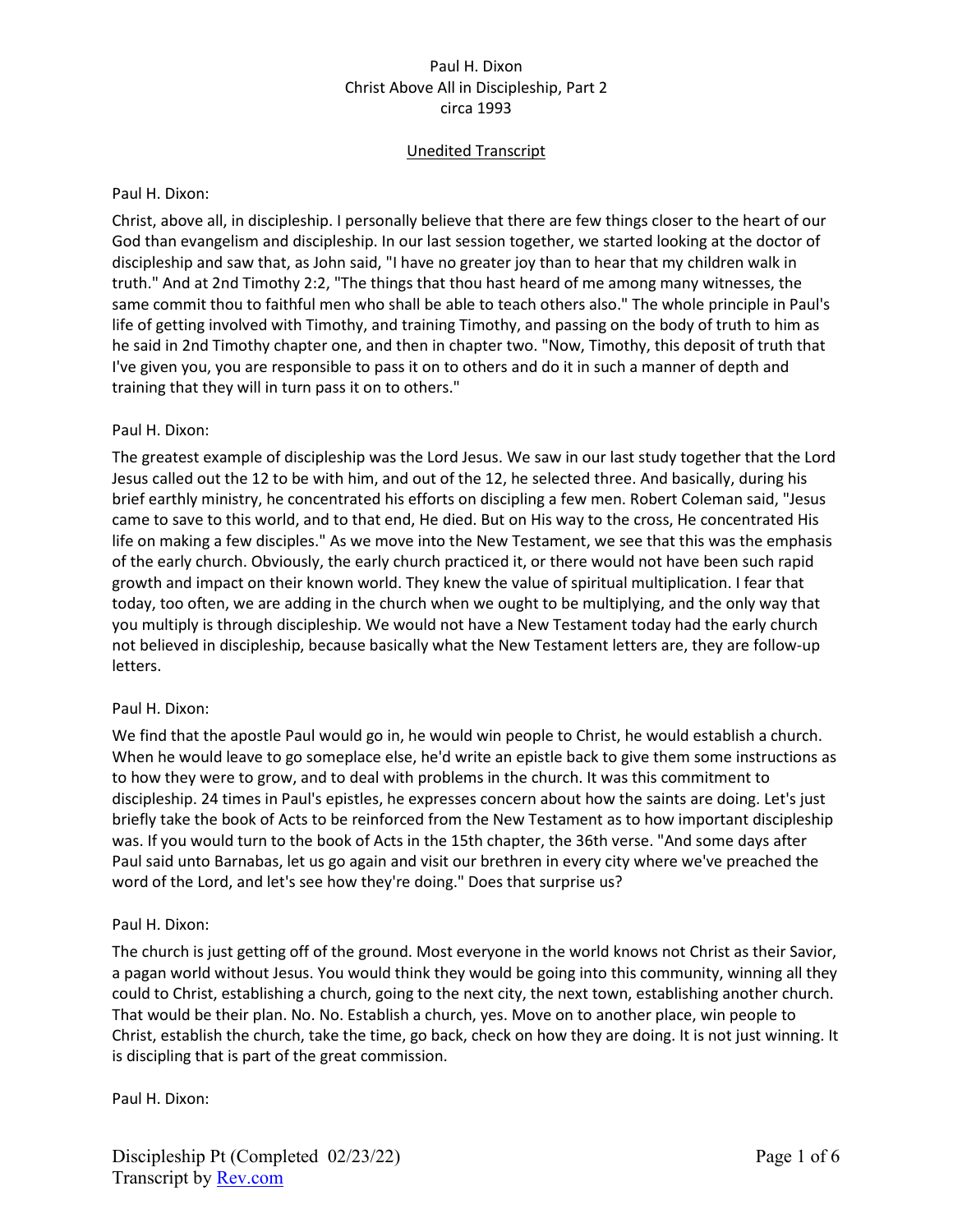Paul H. Dixon
Christ Above All in Discipleship, Part 2
circa 1993

Unedited Transcript

Paul H. Dixon:

Christ, above all, in discipleship. I personally believe that there are few things closer to the heart of our God than evangelism and discipleship. In our last session together, we started looking at the doctor of discipleship and saw that, as John said, "I have no greater joy than to hear that my children walk in truth." And at 2nd Timothy 2:2, "The things that thou hast heard of me among many witnesses, the same commit thou to faithful men who shall be able to teach others also." The whole principle in Paul's life of getting involved with Timothy, and training Timothy, and passing on the body of truth to him as he said in 2nd Timothy chapter one, and then in chapter two. "Now, Timothy, this deposit of truth that I've given you, you are responsible to pass it on to others and do it in such a manner of depth and training that they will in turn pass it on to others."

Paul H. Dixon:

The greatest example of discipleship was the Lord Jesus. We saw in our last study together that the Lord Jesus called out the 12 to be with him, and out of the 12, he selected three. And basically, during his brief earthly ministry, he concentrated his efforts on discipling a few men. Robert Coleman said, "Jesus came to save to this world, and to that end, He died. But on His way to the cross, He concentrated His life on making a few disciples." As we move into the New Testament, we see that this was the emphasis of the early church. Obviously, the early church practiced it, or there would not have been such rapid growth and impact on their known world. They knew the value of spiritual multiplication. I fear that today, too often, we are adding in the church when we ought to be multiplying, and the only way that you multiply is through discipleship. We would not have a New Testament today had the early church not believed in discipleship, because basically what the New Testament letters are, they are follow-up letters.

Paul H. Dixon:

We find that the apostle Paul would go in, he would win people to Christ, he would establish a church. When he would leave to go someplace else, he'd write an epistle back to give them some instructions as to how they were to grow, and to deal with problems in the church. It was this commitment to discipleship. 24 times in Paul's epistles, he expresses concern about how the saints are doing. Let's just briefly take the book of Acts to be reinforced from the New Testament as to how important discipleship was. If you would turn to the book of Acts in the 15th chapter, the 36th verse. "And some days after Paul said unto Barnabas, let us go again and visit our brethren in every city where we've preached the word of the Lord, and let's see how they're doing." Does that surprise us?

Paul H. Dixon:

The church is just getting off of the ground. Most everyone in the world knows not Christ as their Savior, a pagan world without Jesus. You would think they would be going into this community, winning all they could to Christ, establishing a church, going to the next city, the next town, establishing another church. That would be their plan. No. No. Establish a church, yes. Move on to another place, win people to Christ, establish the church, take the time, go back, check on how they are doing. It is not just winning. It is discipling that is part of the great commission.

Paul H. Dixon: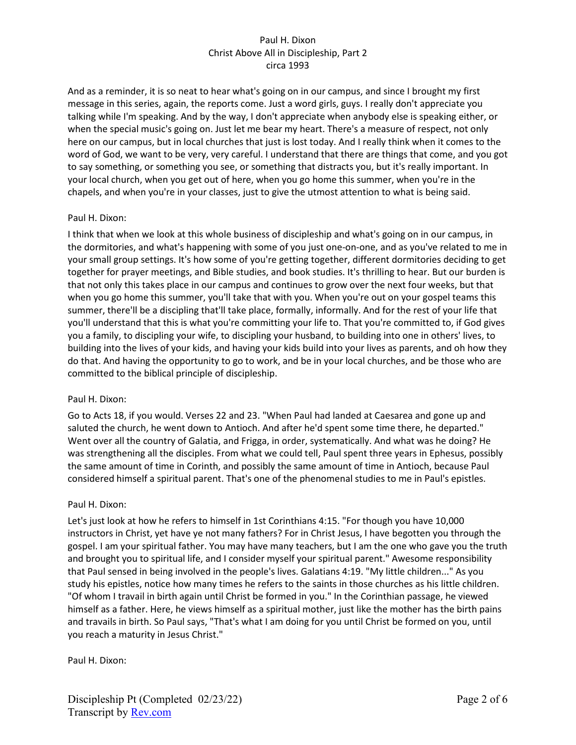And as a reminder, it is so neat to hear what's going on in our campus, and since I brought my first message in this series, again, the reports come. Just a word girls, guys. I really don't appreciate you talking while I'm speaking. And by the way, I don't appreciate when anybody else is speaking either, or when the special music's going on. Just let me bear my heart. There's a measure of respect, not only here on our campus, but in local churches that just is lost today. And I really think when it comes to the word of God, we want to be very, very careful. I understand that there are things that come, and you got to say something, or something you see, or something that distracts you, but it's really important. In your local church, when you get out of here, when you go home this summer, when you're in the chapels, and when you're in your classes, just to give the utmost attention to what is being said.

Paul H. Dixon:

I think that when we look at this whole business of discipleship and what's going on in our campus, in the dormitories, and what's happening with some of you just one-on-one, and as you've related to me in your small group settings. It's how some of you're getting together, different dormitories deciding to get together for prayer meetings, and Bible studies, and book studies. It's thrilling to hear. But our burden is that not only this takes place in our campus and continues to grow over the next four weeks, but that when you go home this summer, you'll take that with you. When you're out on your gospel teams this summer, there'll be a discipling that'll take place, formally, informally. And for the rest of your life that you'll understand that this is what you're committing your life to. That you're committed to, if God gives you a family, to discipling your wife, to discipling your husband, to building into one in others' lives, to building into the lives of your kids, and having your kids build into your lives as parents, and oh how they do that. And having the opportunity to go to work, and be in your local churches, and be those who are committed to the biblical principle of discipleship.

Paul H. Dixon:

Go to Acts 18, if you would. Verses 22 and 23. "When Paul had landed at Caesarea and gone up and saluted the church, he went down to Antioch. And after he'd spent some time there, he departed." Went over all the country of Galatia, and Frigga, in order, systematically. And what was he doing? He was strengthening all the disciples. From what we could tell, Paul spent three years in Ephesus, possibly the same amount of time in Corinth, and possibly the same amount of time in Antioch, because Paul considered himself a spiritual parent. That's one of the phenomenal studies to me in Paul's epistles.

Paul H. Dixon:

Let's just look at how he refers to himself in 1st Corinthians 4:15. "For though you have 10,000 instructors in Christ, yet have ye not many fathers? For in Christ Jesus, I have begotten you through the gospel. I am your spiritual father. You may have many teachers, but I am the one who gave you the truth and brought you to spiritual life, and I consider myself your spiritual parent." Awesome responsibility that Paul sensed in being involved in the people's lives. Galatians 4:19. "My little children..." As you study his epistles, notice how many times he refers to the saints in those churches as his little children. "Of whom I travail in birth again until Christ be formed in you." In the Corinthian passage, he viewed himself as a father. Here, he views himself as a spiritual mother, just like the mother has the birth pains and travails in birth. So Paul says, "That's what I am doing for you until Christ be formed on you, until you reach a maturity in Jesus Christ."

Paul H. Dixon: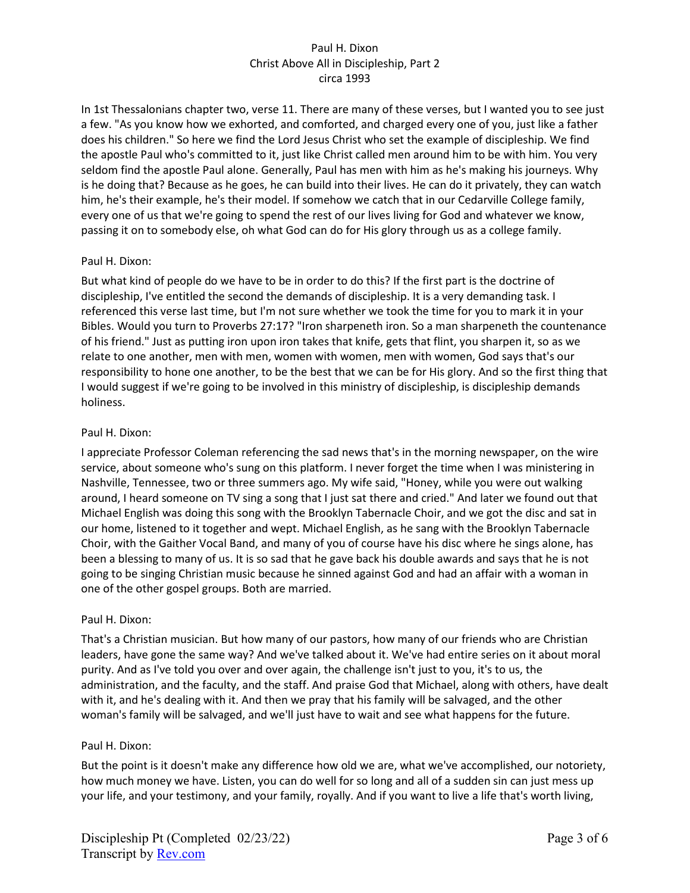In 1st Thessalonians chapter two, verse 11. There are many of these verses, but I wanted you to see just a few. "As you know how we exhorted, and comforted, and charged every one of you, just like a father does his children." So here we find the Lord Jesus Christ who set the example of discipleship. We find the apostle Paul who's committed to it, just like Christ called men around him to be with him. You very seldom find the apostle Paul alone. Generally, Paul has men with him as he's making his journeys. Why is he doing that? Because as he goes, he can build into their lives. He can do it privately, they can watch him, he's their example, he's their model. If somehow we catch that in our Cedarville College family, every one of us that we're going to spend the rest of our lives living for God and whatever we know, passing it on to somebody else, oh what God can do for His glory through us as a college family.

Paul H. Dixon:

But what kind of people do we have to be in order to do this? If the first part is the doctrine of discipleship, I've entitled the second the demands of discipleship. It is a very demanding task. I referenced this verse last time, but I'm not sure whether we took the time for you to mark it in your Bibles. Would you turn to Proverbs 27:17? "Iron sharpeneth iron. So a man sharpeneth the countenance of his friend." Just as putting iron upon iron takes that knife, gets that flint, you sharpen it, so as we relate to one another, men with men, women with women, men with women, God says that's our responsibility to hone one another, to be the best that we can be for His glory. And so the first thing that I would suggest if we're going to be involved in this ministry of discipleship, is discipleship demands holiness.

Paul H. Dixon:

I appreciate Professor Coleman referencing the sad news that's in the morning newspaper, on the wire service, about someone who's sung on this platform. I never forget the time when I was ministering in Nashville, Tennessee, two or three summers ago. My wife said, "Honey, while you were out walking around, I heard someone on TV sing a song that I just sat there and cried." And later we found out that Michael English was doing this song with the Brooklyn Tabernacle Choir, and we got the disc and sat in our home, listened to it together and wept. Michael English, as he sang with the Brooklyn Tabernacle Choir, with the Gaither Vocal Band, and many of you of course have his disc where he sings alone, has been a blessing to many of us. It is so sad that he gave back his double awards and says that he is not going to be singing Christian music because he sinned against God and had an affair with a woman in one of the other gospel groups. Both are married.

Paul H. Dixon:

That's a Christian musician. But how many of our pastors, how many of our friends who are Christian leaders, have gone the same way? And we've talked about it. We've had entire series on it about moral purity. And as I've told you over and over again, the challenge isn't just to you, it's to us, the administration, and the faculty, and the staff. And praise God that Michael, along with others, have dealt with it, and he's dealing with it. And then we pray that his family will be salvaged, and the other woman's family will be salvaged, and we'll just have to wait and see what happens for the future.

Paul H. Dixon:

But the point is it doesn't make any difference how old we are, what we've accomplished, our notoriety, how much money we have. Listen, you can do well for so long and all of a sudden sin can just mess up your life, and your testimony, and your family, royally. And if you want to live a life that's worth living,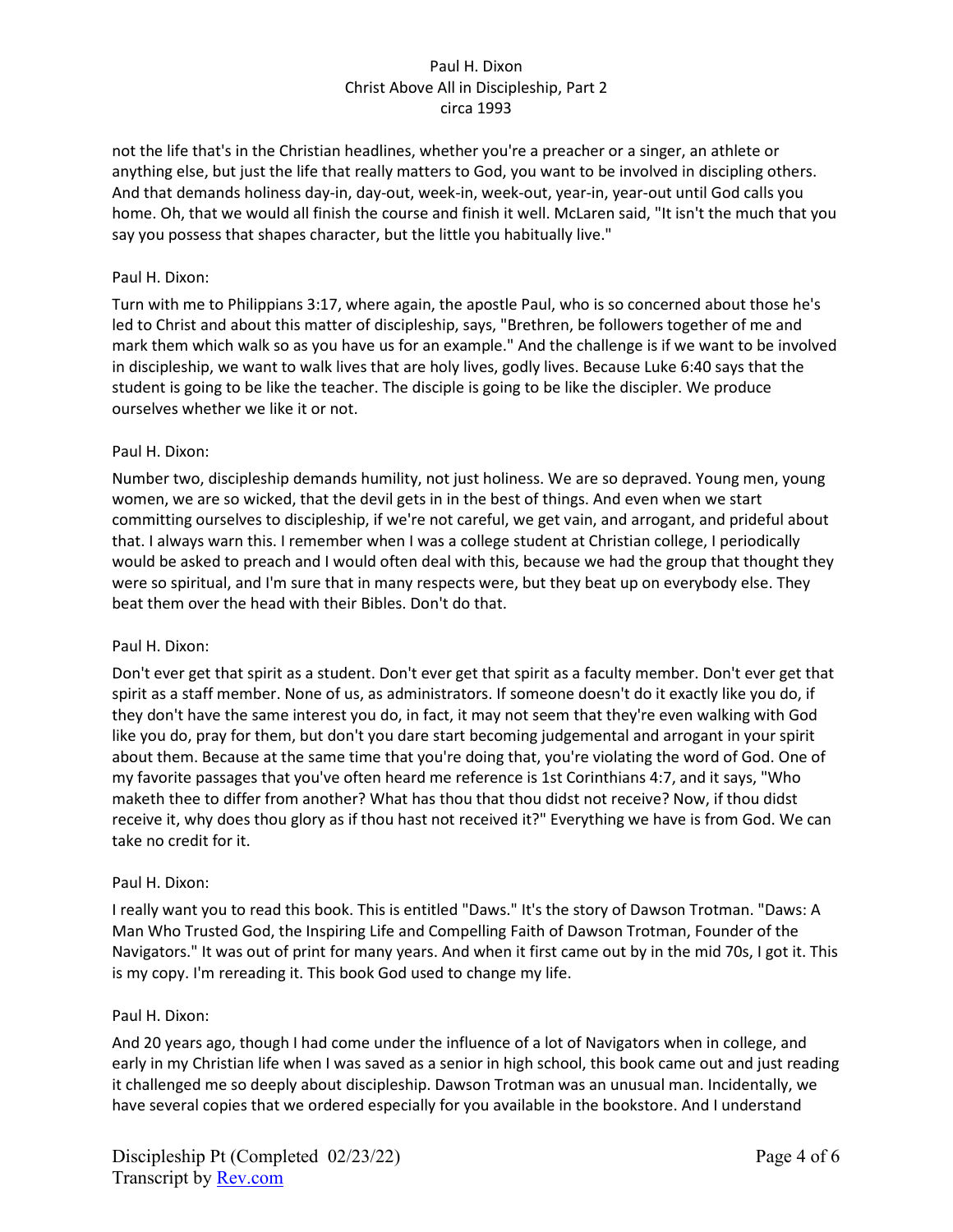not the life that's in the Christian headlines, whether you're a preacher or a singer, an athlete or anything else, but just the life that really matters to God, you want to be involved in discipling others. And that demands holiness day-in, day-out, week-in, week-out, year-in, year-out until God calls you home. Oh, that we would all finish the course and finish it well. McLaren said, "It isn't the much that you say you possess that shapes character, but the little you habitually live."

Paul H. Dixon:

Turn with me to Philippians 3:17, where again, the apostle Paul, who is so concerned about those he's led to Christ and about this matter of discipleship, says, "Brethren, be followers together of me and mark them which walk so as you have us for an example." And the challenge is if we want to be involved in discipleship, we want to walk lives that are holy lives, godly lives. Because Luke 6:40 says that the student is going to be like the teacher. The disciple is going to be like the discipler. We produce ourselves whether we like it or not.

Paul H. Dixon:

Number two, discipleship demands humility, not just holiness. We are so depraved. Young men, young women, we are so wicked, that the devil gets in in the best of things. And even when we start committing ourselves to discipleship, if we're not careful, we get vain, and arrogant, and prideful about that. I always warn this. I remember when I was a college student at Christian college, I periodically would be asked to preach and I would often deal with this, because we had the group that thought they were so spiritual, and I'm sure that in many respects were, but they beat up on everybody else. They beat them over the head with their Bibles. Don't do that.

Paul H. Dixon:

Don't ever get that spirit as a student. Don't ever get that spirit as a faculty member. Don't ever get that spirit as a staff member. None of us, as administrators. If someone doesn't do it exactly like you do, if they don't have the same interest you do, in fact, it may not seem that they're even walking with God like you do, pray for them, but don't you dare start becoming judgemental and arrogant in your spirit about them. Because at the same time that you're doing that, you're violating the word of God. One of my favorite passages that you've often heard me reference is 1st Corinthians 4:7, and it says, "Who maketh thee to differ from another? What has thou that thou didst not receive? Now, if thou didst receive it, why does thou glory as if thou hast not received it?" Everything we have is from God. We can take no credit for it.

Paul H. Dixon:

I really want you to read this book. This is entitled "Daws." It's the story of Dawson Trotman. "Daws: A Man Who Trusted God, the Inspiring Life and Compelling Faith of Dawson Trotman, Founder of the Navigators." It was out of print for many years. And when it first came out by in the mid 70s, I got it. This is my copy. I'm rereading it. This book God used to change my life.

Paul H. Dixon:

And 20 years ago, though I had come under the influence of a lot of Navigators when in college, and early in my Christian life when I was saved as a senior in high school, this book came out and just reading it challenged me so deeply about discipleship. Dawson Trotman was an unusual man. Incidentally, we have several copies that we ordered especially for you available in the bookstore. And I understand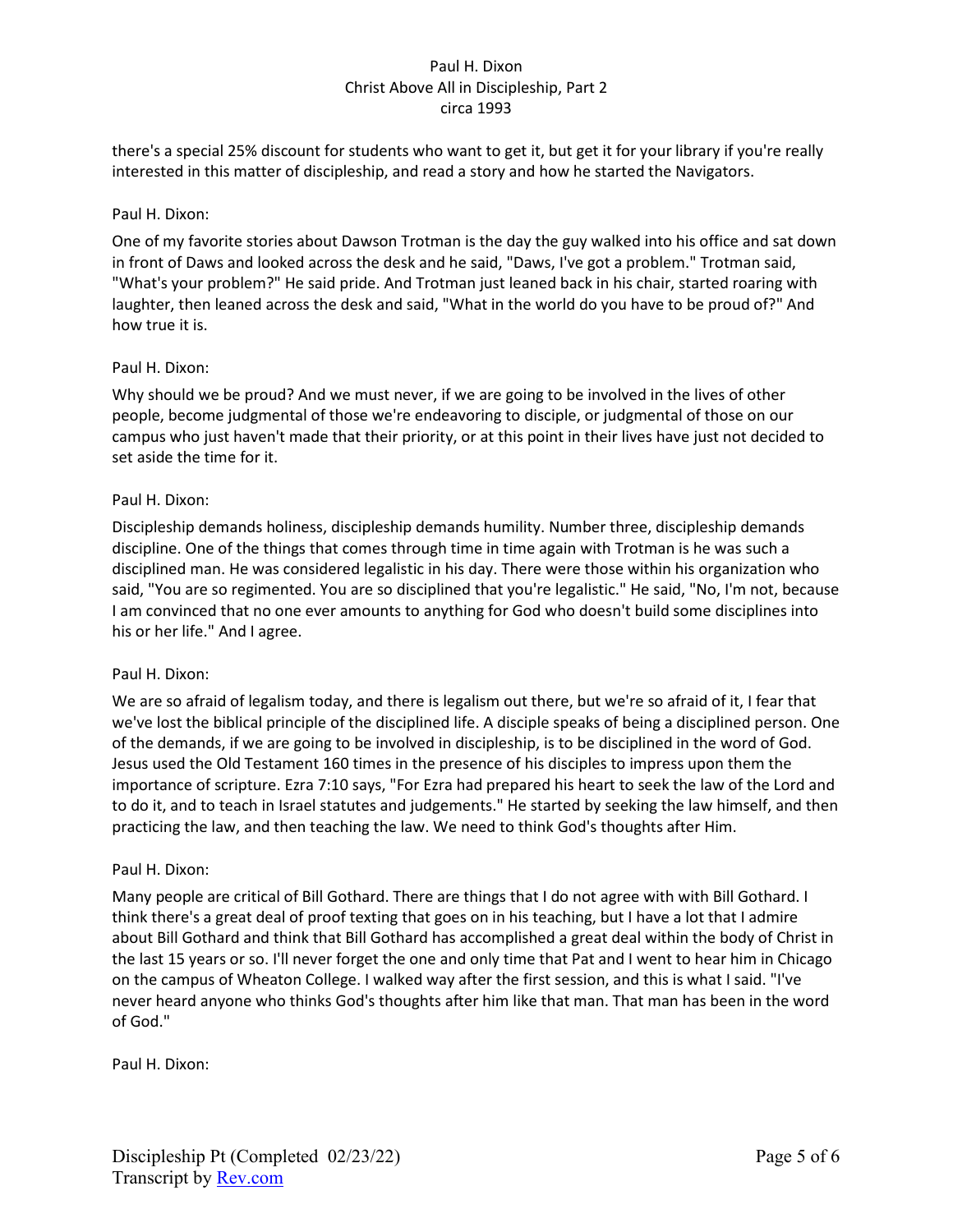there's a special 25% discount for students who want to get it, but get it for your library if you're really interested in this matter of discipleship, and read a story and how he started the Navigators.

Paul H. Dixon:

One of my favorite stories about Dawson Trotman is the day the guy walked into his office and sat down in front of Daws and looked across the desk and he said, "Daws, I've got a problem." Trotman said, "What's your problem?" He said pride. And Trotman just leaned back in his chair, started roaring with laughter, then leaned across the desk and said, "What in the world do you have to be proud of?" And how true it is.

Paul H. Dixon:

Why should we be proud? And we must never, if we are going to be involved in the lives of other people, become judgmental of those we're endeavoring to disciple, or judgmental of those on our campus who just haven't made that their priority, or at this point in their lives have just not decided to set aside the time for it.

Paul H. Dixon:

Discipleship demands holiness, discipleship demands humility. Number three, discipleship demands discipline. One of the things that comes through time in time again with Trotman is he was such a disciplined man. He was considered legalistic in his day. There were those within his organization who said, "You are so regimented. You are so disciplined that you're legalistic." He said, "No, I'm not, because I am convinced that no one ever amounts to anything for God who doesn't build some disciplines into his or her life." And I agree.

Paul H. Dixon:

We are so afraid of legalism today, and there is legalism out there, but we're so afraid of it, I fear that we've lost the biblical principle of the disciplined life. A disciple speaks of being a disciplined person. One of the demands, if we are going to be involved in discipleship, is to be disciplined in the word of God. Jesus used the Old Testament 160 times in the presence of his disciples to impress upon them the importance of scripture. Ezra 7:10 says, "For Ezra had prepared his heart to seek the law of the Lord and to do it, and to teach in Israel statutes and judgements." He started by seeking the law himself, and then practicing the law, and then teaching the law. We need to think God's thoughts after Him.

Paul H. Dixon:

Many people are critical of Bill Gothard. There are things that I do not agree with with Bill Gothard. I think there's a great deal of proof texting that goes on in his teaching, but I have a lot that I admire about Bill Gothard and think that Bill Gothard has accomplished a great deal within the body of Christ in the last 15 years or so. I'll never forget the one and only time that Pat and I went to hear him in Chicago on the campus of Wheaton College. I walked way after the first session, and this is what I said. "I've never heard anyone who thinks God's thoughts after him like that man. That man has been in the word of God."

Paul H. Dixon: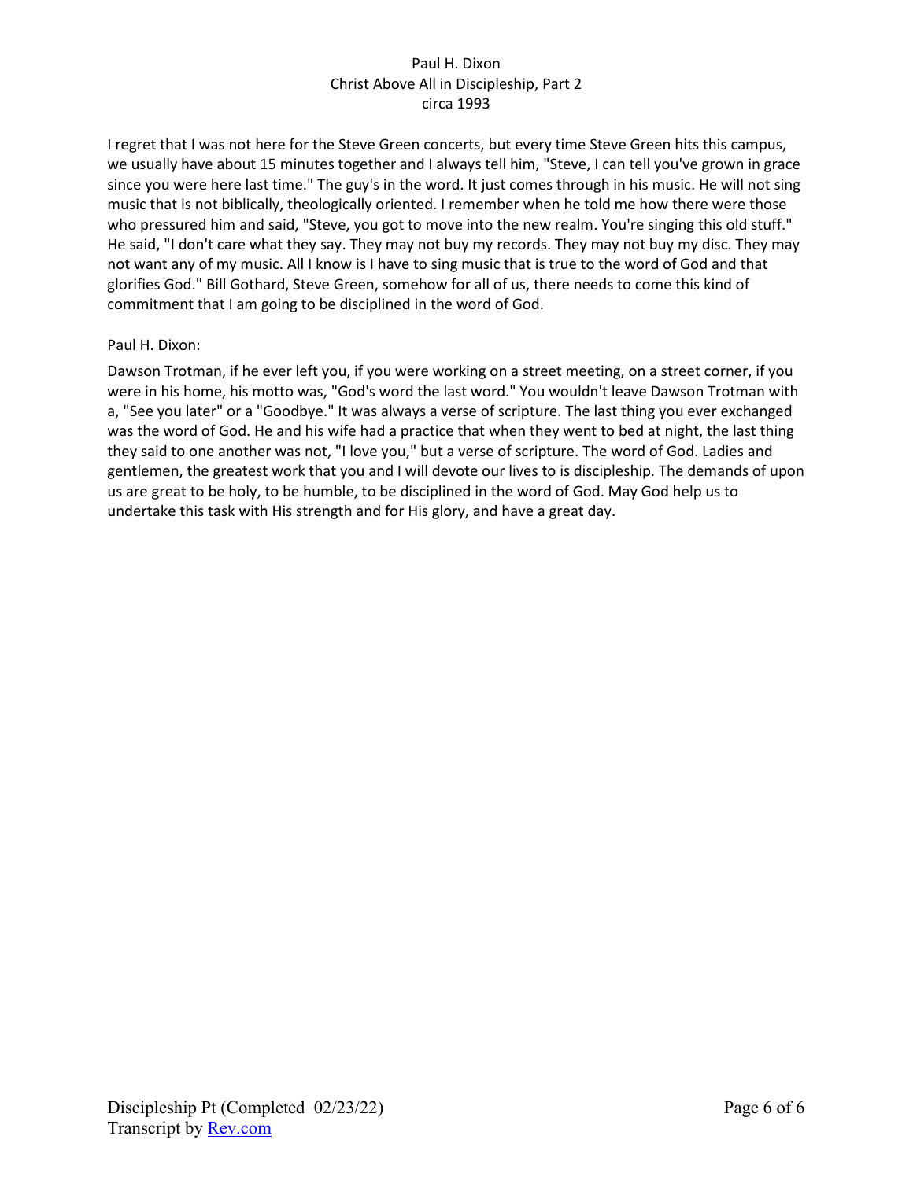I regret that I was not here for the Steve Green concerts, but every time Steve Green hits this campus, we usually have about 15 minutes together and I always tell him, "Steve, I can tell you've grown in grace since you were here last time." The guy's in the word. It just comes through in his music. He will not sing music that is not biblically, theologically oriented. I remember when he told me how there were those who pressured him and said, "Steve, you got to move into the new realm. You're singing this old stuff." He said, "I don't care what they say. They may not buy my records. They may not buy my disc. They may not want any of my music. All I know is I have to sing music that is true to the word of God and that glorifies God." Bill Gothard, Steve Green, somehow for all of us, there needs to come this kind of commitment that I am going to be disciplined in the word of God.

Paul H. Dixon:

Dawson Trotman, if he ever left you, if you were working on a street meeting, on a street corner, if you were in his home, his motto was, "God's word the last word." You wouldn't leave Dawson Trotman with a, "See you later" or a "Goodbye." It was always a verse of scripture. The last thing you ever exchanged was the word of God. He and his wife had a practice that when they went to bed at night, the last thing they said to one another was not, "I love you," but a verse of scripture. The word of God. Ladies and gentlemen, the greatest work that you and I will devote our lives to is discipleship. The demands of upon us are great to be holy, to be humble, to be disciplined in the word of God. May God help us to undertake this task with His strength and for His glory, and have a great day.